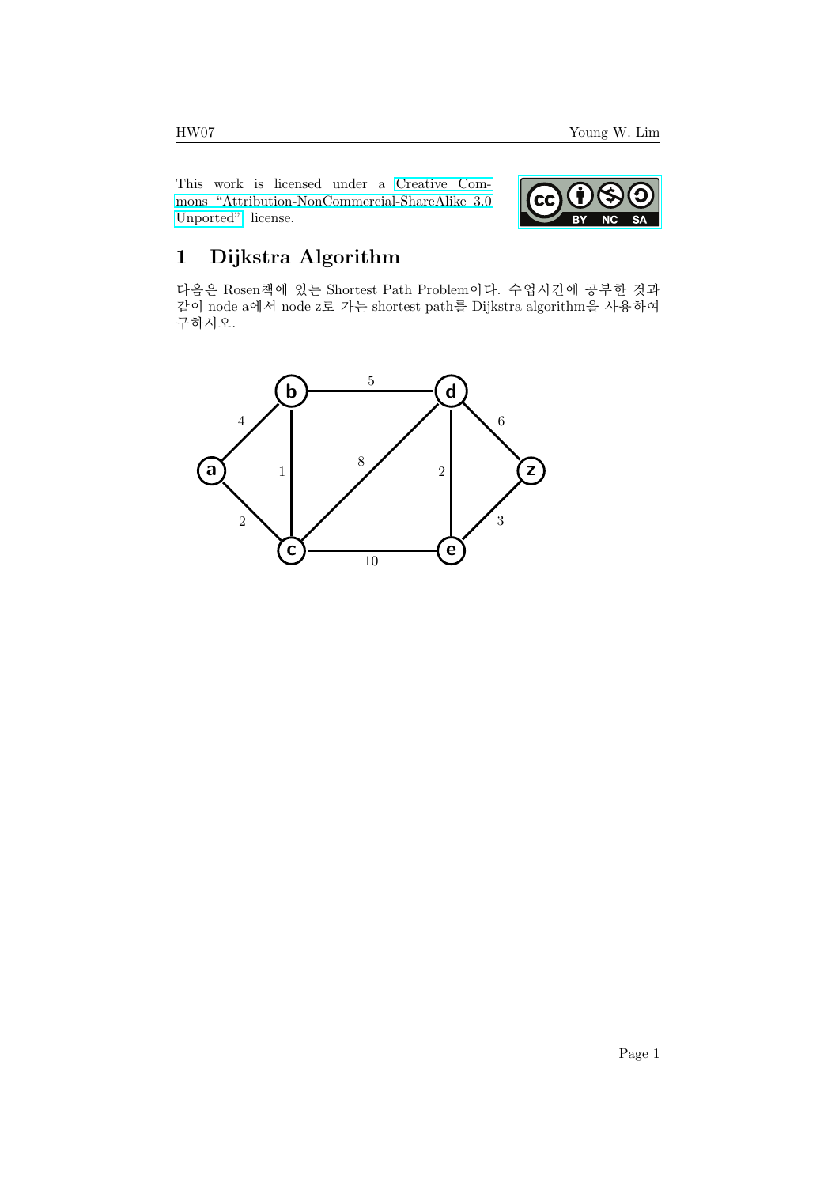This work is licensed under a Creative Commons "Attribution-NonCommercial-ShareAlike 3.0 Unported" license.

# 1 Dijkstra Algorithm

다음은 Rosen책에 있는 Shortest Path Problem이다. 수업시간에 공부한 것과 같이 node a에서 node z로 가는 shortest path를 Dijkstra algorithm을 사용하여 구하시오.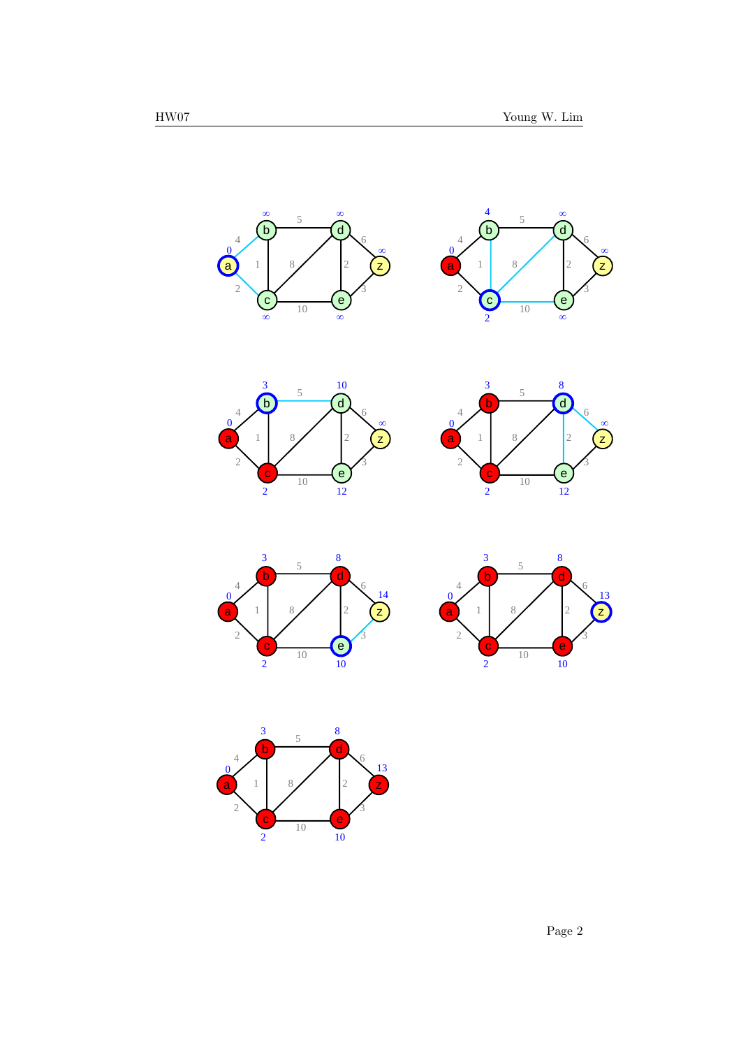∞ ∞
b 5 d
4 6
0 ∞
a 1 8 2 z
2 3
c 10 e
∞ ∞

4 ∞
b 5 d
4 6
0 ∞
a 1 8 2 z
2 3
c 10 e
2 ∞

3 10
b 5 d
4 6
0 ∞
a 1 8 2 z
2 3
c 10 e
2 12

3 8
b 5 d
4 6
0 ∞
a 1 8 2 z
2 3
c 10 e
2 12

3 8
b 5 d
4 6
0 14
a 1 8 2 z
2 3
c 10 e
2 10

3 8
b 5 d
4 6
0 13
a 1 8 2 z
2 3
c 10 e
2 10

3 8
b 5 d
4 6
0 13
a 1 8 2 z
2 3
c 10 e
2 10